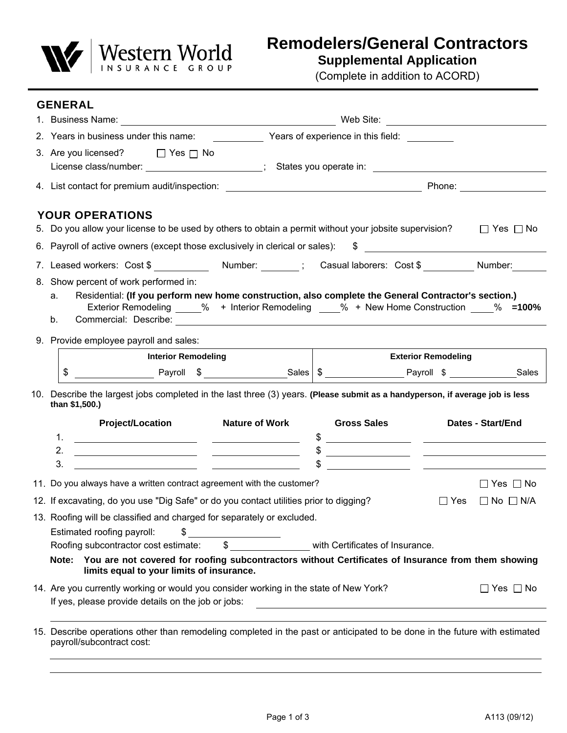Western World INSURANCE GROUP

# Remodelers/General Contractors

## Supplemental Application

(Complete in addition to ACORD)

### GENERAL

1. Business Name: ______________________ Web Site: ______________________
2. Years in business under this name: ________ Years of experience in this field: ________
3. Are you licensed? ☐ Yes ☐ No
   License class/number: ______________________; States you operate in: ______________________
4. List contact for premium audit/inspection: ______________________ Phone: ______________

### YOUR OPERATIONS

5. Do you allow your license to be used by others to obtain a permit without your jobsite supervision? ☐ Yes ☐ No
6. Payroll of active owners (except those exclusively in clerical or sales): $ ______________________
7. Leased workers: Cost $ ________ Number: ________; Casual laborers: Cost $ ________ Number: ________
8. Show percent of work performed in:
   a. Residential: **(If you perform new home construction, also complete the General Contractor's section.)**
      Exterior Remodeling ____% + Interior Remodeling ____% + New Home Construction ____% **=100%**
   b. Commercial: Describe: ______________________
9. Provide employee payroll and sales:

| Interior Remodeling | | Exterior Remodeling | |
|---|---|---|---|
| $ ________ Payroll | $ ________ Sales | $ ________ Payroll | $ ________ Sales |

10. Describe the largest jobs completed in the last three (3) years. **(Please submit as a handyperson, if average job is less than $1,500.)**

| | Project/Location | Nature of Work | Gross Sales | Dates - Start/End |
|---|---|---|---|---|
| 1. | | | $ | |
| 2. | | | $ | |
| 3. | | | $ | |

11. Do you always have a written contract agreement with the customer? ☐ Yes ☐ No
12. If excavating, do you use "Dig Safe" or do you contact utilities prior to digging? ☐ Yes ☐ No ☐ N/A
13. Roofing will be classified and charged for separately or excluded.
    Estimated roofing payroll: $ ______________
    Roofing subcontractor cost estimate: $ ______________ with Certificates of Insurance.
    **Note: You are not covered for roofing subcontractors without Certificates of Insurance from them showing limits equal to your limits of insurance.**
14. Are you currently working or would you consider working in the state of New York? ☐ Yes ☐ No
    If yes, please provide details on the job or jobs: ______________________
15. Describe operations other than remodeling completed in the past or anticipated to be done in the future with estimated payroll/subcontract cost:
    ______________________
    ______________________

A113 (09/12)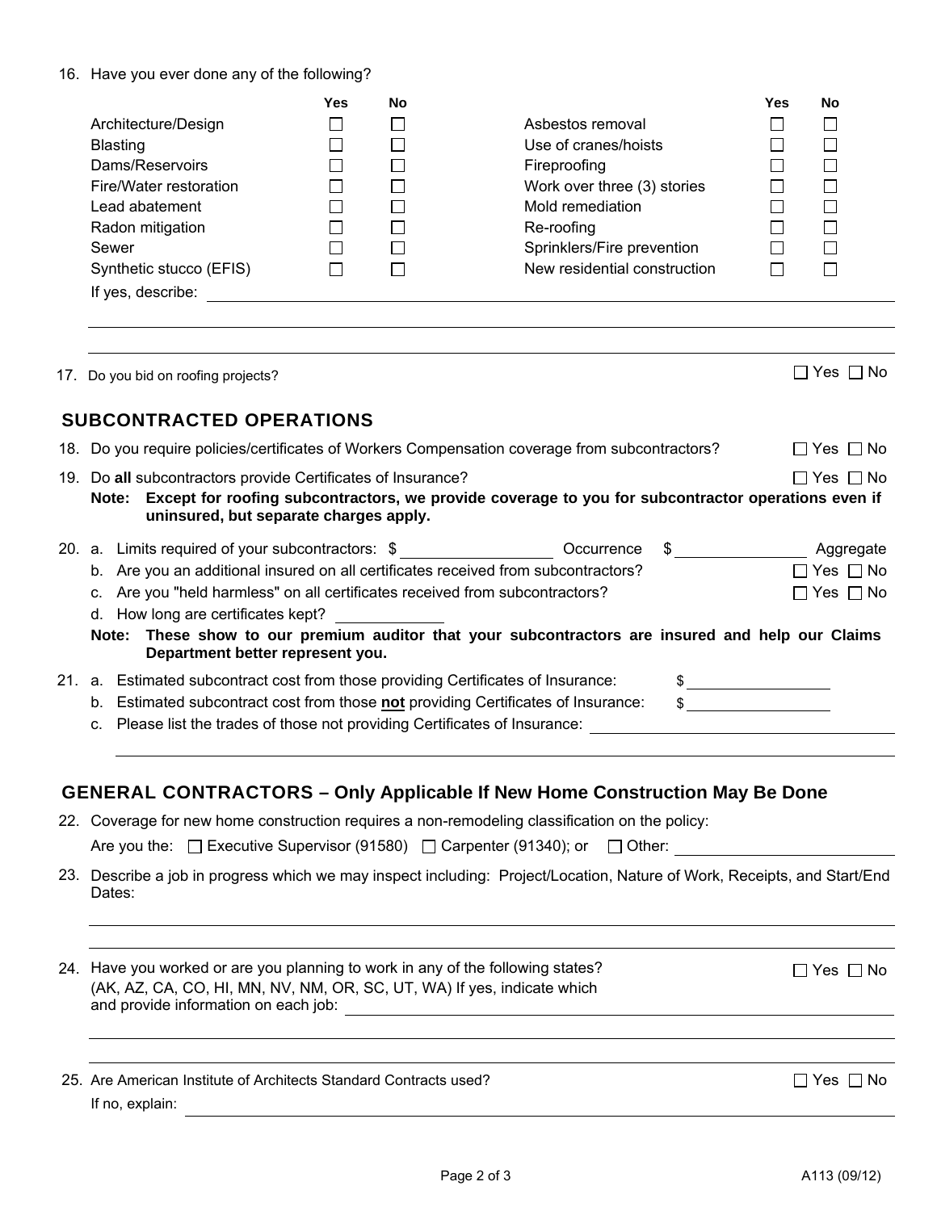16. Have you ever done any of the following?

| | Yes | No | | Yes | No |
|---|---|---|---|---|---|
| Architecture/Design | ☐ | ☐ | Asbestos removal | ☐ | ☐ |
| Blasting | ☐ | ☐ | Use of cranes/hoists | ☐ | ☐ |
| Dams/Reservoirs | ☐ | ☐ | Fireproofing | ☐ | ☐ |
| Fire/Water restoration | ☐ | ☐ | Work over three (3) stories | ☐ | ☐ |
| Lead abatement | ☐ | ☐ | Mold remediation | ☐ | ☐ |
| Radon mitigation | ☐ | ☐ | Re-roofing | ☐ | ☐ |
| Sewer | ☐ | ☐ | Sprinklers/Fire prevention | ☐ | ☐ |
| Synthetic stucco (EFIS) | ☐ | ☐ | New residential construction | ☐ | ☐ |

If yes, describe: ______________________________

17. Do you bid on roofing projects? ☐ Yes ☐ No

## SUBCONTRACTED OPERATIONS

18. Do you require policies/certificates of Workers Compensation coverage from subcontractors? ☐ Yes ☐ No

19. Do **all** subcontractors provide Certificates of Insurance? ☐ Yes ☐ No
    **Note: Except for roofing subcontractors, we provide coverage to you for subcontractor operations even if uninsured, but separate charges apply.**

20. a. Limits required of your subcontractors: $ __________ Occurrence $ __________ Aggregate
    b. Are you an additional insured on all certificates received from subcontractors? ☐ Yes ☐ No
    c. Are you "held harmless" on all certificates received from subcontractors? ☐ Yes ☐ No
    d. How long are certificates kept? __________
    **Note: These show to our premium auditor that your subcontractors are insured and help our Claims Department better represent you.**

21. a. Estimated subcontract cost from those providing Certificates of Insurance: $ __________
    b. Estimated subcontract cost from those **not** providing Certificates of Insurance: $ __________
    c. Please list the trades of those not providing Certificates of Insurance: ______________________________

## GENERAL CONTRACTORS – Only Applicable If New Home Construction May Be Done

22. Coverage for new home construction requires a non-remodeling classification on the policy:
    Are you the: ☐ Executive Supervisor (91580) ☐ Carpenter (91340); or ☐ Other: __________

23. Describe a job in progress which we may inspect including: Project/Location, Nature of Work, Receipts, and Start/End Dates:
    ______________________________

24. Have you worked or are you planning to work in any of the following states? (AK, AZ, CA, CO, HI, MN, NV, NM, OR, SC, UT, WA) If yes, indicate which and provide information on each job: ______________________________ ☐ Yes ☐ No

25. Are American Institute of Architects Standard Contracts used? ☐ Yes ☐ No
    If no, explain: ______________________________

A113 (09/12)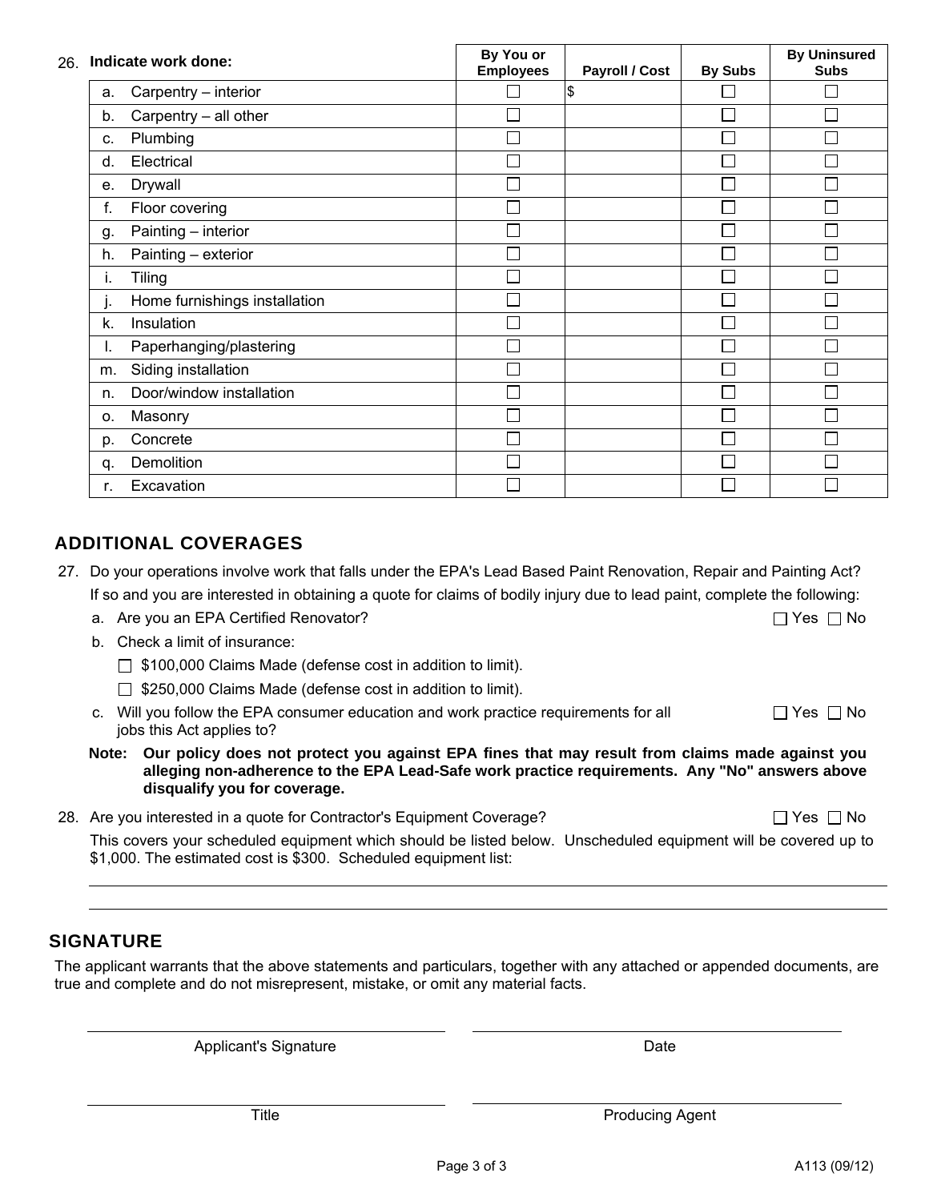26. **Indicate work done:**

| | By You or Employees | Payroll / Cost | By Subs | By Uninsured Subs |
|---|---|---|---|---|
| a. Carpentry – interior | ☐ | $ | ☐ | ☐ |
| b. Carpentry – all other | ☐ | | ☐ | ☐ |
| c. Plumbing | ☐ | | ☐ | ☐ |
| d. Electrical | ☐ | | ☐ | ☐ |
| e. Drywall | ☐ | | ☐ | ☐ |
| f. Floor covering | ☐ | | ☐ | ☐ |
| g. Painting – interior | ☐ | | ☐ | ☐ |
| h. Painting – exterior | ☐ | | ☐ | ☐ |
| i. Tiling | ☐ | | ☐ | ☐ |
| j. Home furnishings installation | ☐ | | ☐ | ☐ |
| k. Insulation | ☐ | | ☐ | ☐ |
| l. Paperhanging/plastering | ☐ | | ☐ | ☐ |
| m. Siding installation | ☐ | | ☐ | ☐ |
| n. Door/window installation | ☐ | | ☐ | ☐ |
| o. Masonry | ☐ | | ☐ | ☐ |
| p. Concrete | ☐ | | ☐ | ☐ |
| q. Demolition | ☐ | | ☐ | ☐ |
| r. Excavation | ☐ | | ☐ | ☐ |

## ADDITIONAL COVERAGES

27. Do your operations involve work that falls under the EPA's Lead Based Paint Renovation, Repair and Painting Act? If so and you are interested in obtaining a quote for claims of bodily injury due to lead paint, complete the following:

   a. Are you an EPA Certified Renovator? ☐ Yes ☐ No

   b. Check a limit of insurance:

      ☐ $100,000 Claims Made (defense cost in addition to limit).

      ☐ $250,000 Claims Made (defense cost in addition to limit).

   c. Will you follow the EPA consumer education and work practice requirements for all jobs this Act applies to? ☐ Yes ☐ No

   **Note: Our policy does not protect you against EPA fines that may result from claims made against you alleging non-adherence to the EPA Lead-Safe work practice requirements. Any "No" answers above disqualify you for coverage.**

28. Are you interested in a quote for Contractor's Equipment Coverage? ☐ Yes ☐ No

   This covers your scheduled equipment which should be listed below. Unscheduled equipment will be covered up to $1,000. The estimated cost is $300. Scheduled equipment list:

   \_\_\_\_\_\_\_\_\_\_\_\_\_\_\_\_\_\_\_\_\_\_\_\_\_\_\_\_\_\_\_\_\_\_\_\_\_\_\_\_

   \_\_\_\_\_\_\_\_\_\_\_\_\_\_\_\_\_\_\_\_\_\_\_\_\_\_\_\_\_\_\_\_\_\_\_\_\_\_\_\_

## SIGNATURE

The applicant warrants that the above statements and particulars, together with any attached or appended documents, are true and complete and do not misrepresent, mistake, or omit any material facts.

\_\_\_\_\_\_\_\_\_\_\_\_\_\_\_\_\_\_\_\_\_\_\_\_ Applicant's Signature

\_\_\_\_\_\_\_\_\_\_\_\_\_\_\_\_\_\_\_\_\_\_\_\_ Date

\_\_\_\_\_\_\_\_\_\_\_\_\_\_\_\_\_\_\_\_\_\_\_\_ Title

\_\_\_\_\_\_\_\_\_\_\_\_\_\_\_\_\_\_\_\_\_\_\_\_ Producing Agent

A113 (09/12)